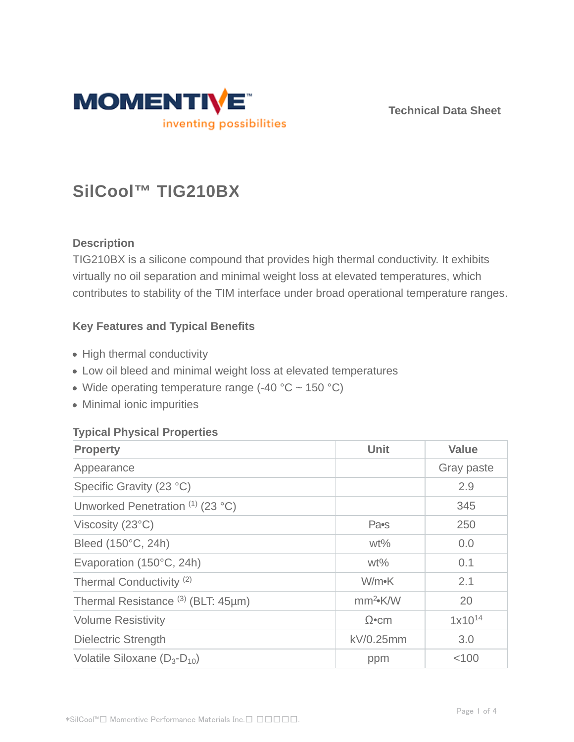Technical Data Sheet

# SilCool™ TIG210BX

### Description

TIG210BX is a silicone compound that provides high thermal conductivity. It exhibits virtually no oil separation and minimal weight loss at elevated temperatures, which contributes to stability of the TIM interface under broad operational temperature ranges.

### Key Features and Typical Benefits

- High thermal conductivity
- Low oil bleed and minimal weight loss at elevated temperatures
- Wide operating temperature range (-40 °C ~ 150 °C)
- Minimal ionic impurities

### Typical Physical Properties

| Property | Unit | Value |
|---|---|---|
| Appearance | | Gray paste |
| Specific Gravity (23 °C) | | 2.9 |
| Unworked Penetration (1) (23 °C) | | 345 |
| Viscosity (23°C) | Pa•s | 250 |
| Bleed (150°C, 24h) | wt% | 0.0 |
| Evaporation (150°C, 24h) | wt% | 0.1 |
| Thermal Conductivity (2) | W/m•K | 2.1 |
| Thermal Resistance (3) (BLT: 45µm) | $mm^2$•K/W | 20 |
| Volume Resistivity | Ω•cm | $1x10^{14}$ |
| Dielectric Strength | kV/0.25mm | 3.0 |
| Volatile Siloxane ($D_3$-$D_{10}$) | ppm | <100 |

*SilCool™ Momentive Performance Materials Inc.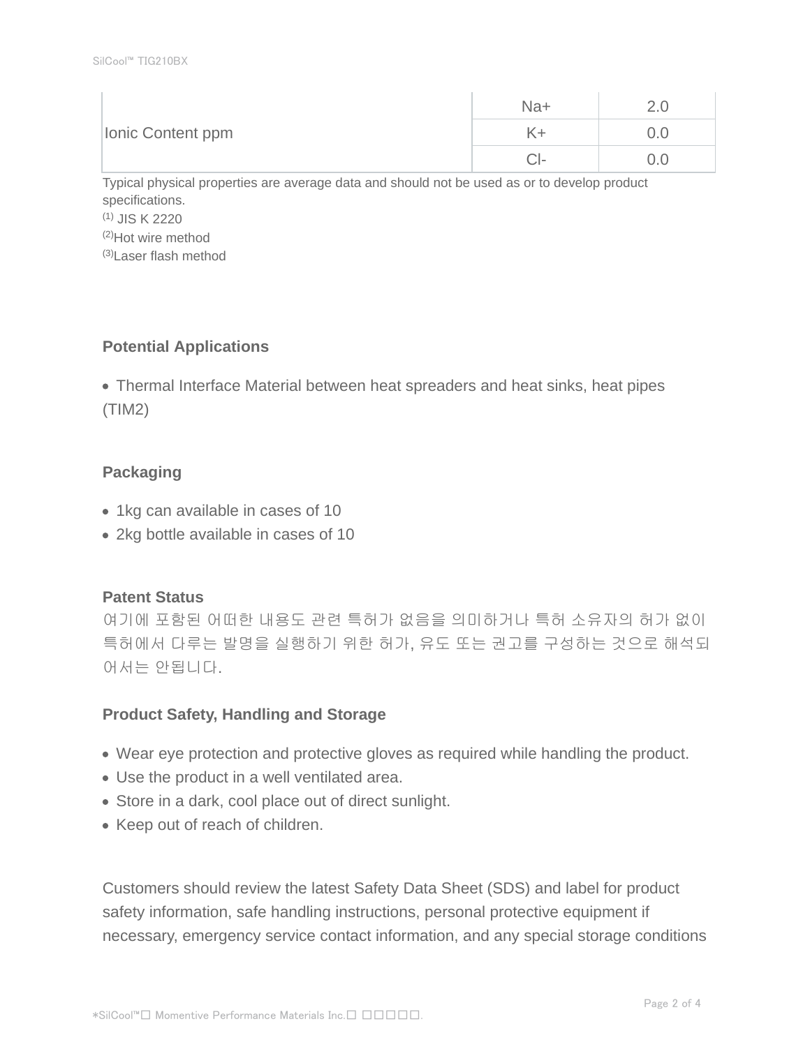| | | |
|---|---|---|
| Ionic Content ppm | Na+ | 2.0 |
| | K+ | 0.0 |
| | Cl- | 0.0 |

Typical physical properties are average data and should not be used as or to develop product specifications.
(1) JIS K 2220
(2)Hot wire method
(3)Laser flash method

**Potential Applications**

- Thermal Interface Material between heat spreaders and heat sinks, heat pipes (TIM2)

**Packaging**

- 1kg can available in cases of 10
- 2kg bottle available in cases of 10

**Patent Status**

여기에 포함된 어떠한 내용도 관련 특허가 없음을 의미하거나 특허 소유자의 허가 없이 특허에서 다루는 발명을 실행하기 위한 허가, 유도 또는 권고를 구성하는 것으로 해석되어서는 안됩니다.

**Product Safety, Handling and Storage**

- Wear eye protection and protective gloves as required while handling the product.
- Use the product in a well ventilated area.
- Store in a dark, cool place out of direct sunlight.
- Keep out of reach of children.

Customers should review the latest Safety Data Sheet (SDS) and label for product safety information, safe handling instructions, personal protective equipment if necessary, emergency service contact information, and any special storage conditions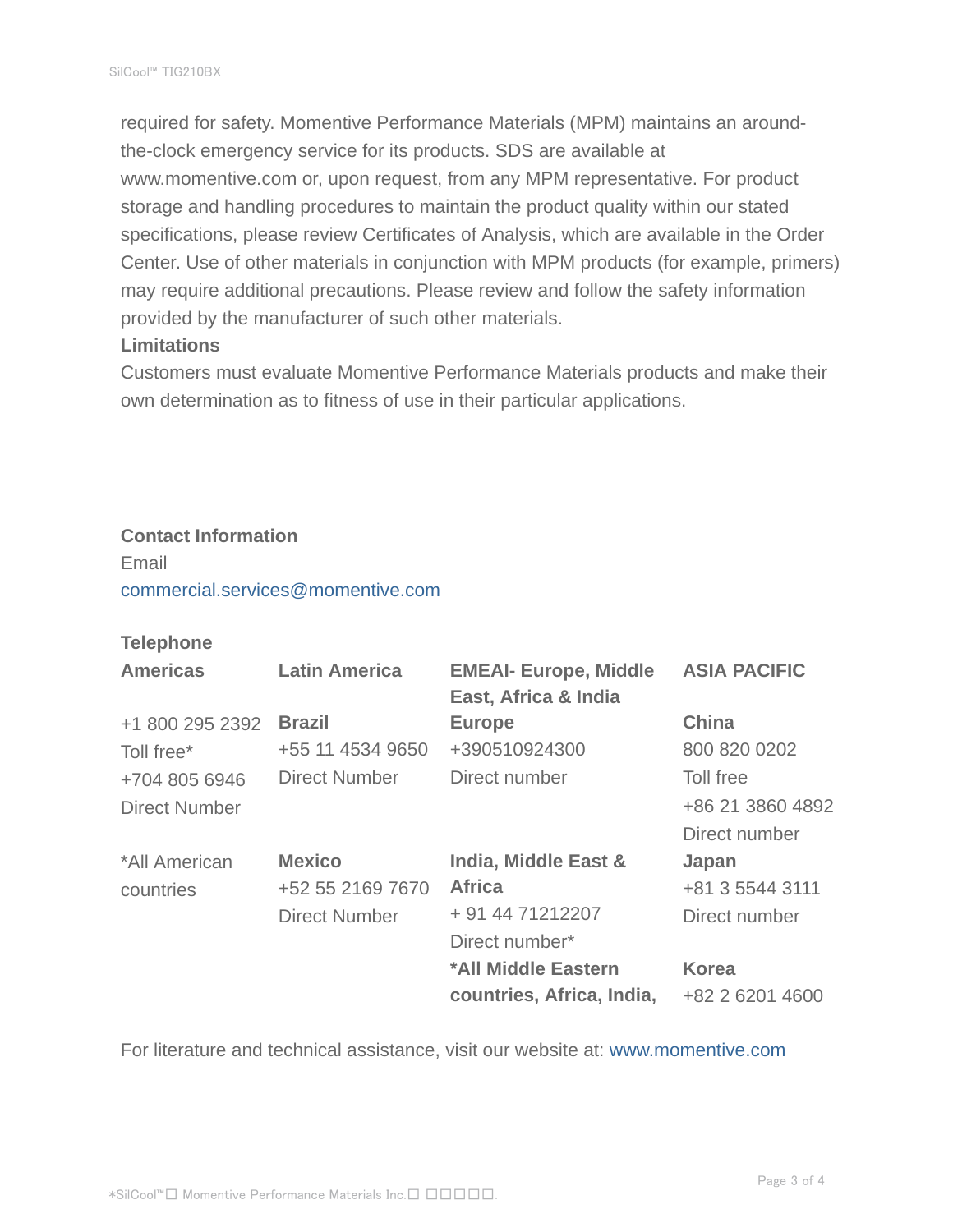required for safety. Momentive Performance Materials (MPM) maintains an around-the-clock emergency service for its products. SDS are available at www.momentive.com or, upon request, from any MPM representative. For product storage and handling procedures to maintain the product quality within our stated specifications, please review Certificates of Analysis, which are available in the Order Center. Use of other materials in conjunction with MPM products (for example, primers) may require additional precautions. Please review and follow the safety information provided by the manufacturer of such other materials.

**Limitations**

Customers must evaluate Momentive Performance Materials products and make their own determination as to fitness of use in their particular applications.

**Contact Information**

Email

commercial.services@momentive.com

**Telephone**

| **Americas** | **Latin America** | **EMEAI- Europe, Middle East, Africa & India** | **ASIA PACIFIC** |
|---|---|---|---|
| +1 800 295 2392<br>Toll free*<br>+704 805 6946<br>Direct Number | **Brazil**<br>+55 11 4534 9650<br>Direct Number | **Europe**<br>+390510924300<br>Direct number | **China**<br>800 820 0202<br>Toll free<br>+86 21 3860 4892<br>Direct number |
| *All American countries | **Mexico**<br>+52 55 2169 7670<br>Direct Number | **India, Middle East & Africa**<br>+ 91 44 71212207<br>Direct number*<br>**\*All Middle Eastern countries, Africa, India,** | **Japan**<br>+81 3 5544 3111<br>Direct number<br><br>**Korea**<br>+82 2 6201 4600 |

For literature and technical assistance, visit our website at: www.momentive.com

*SilCool™ Momentive Performance Materials Inc.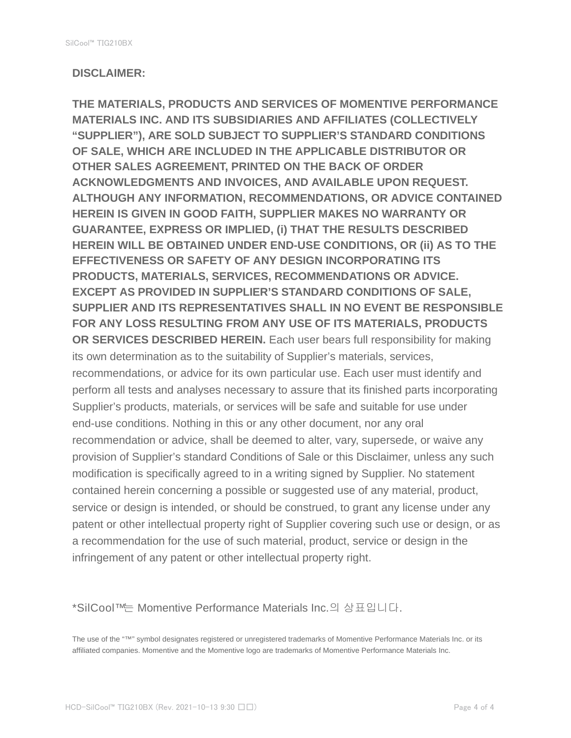**DISCLAIMER:**

**THE MATERIALS, PRODUCTS AND SERVICES OF MOMENTIVE PERFORMANCE MATERIALS INC. AND ITS SUBSIDIARIES AND AFFILIATES (COLLECTIVELY "SUPPLIER"), ARE SOLD SUBJECT TO SUPPLIER'S STANDARD CONDITIONS OF SALE, WHICH ARE INCLUDED IN THE APPLICABLE DISTRIBUTOR OR OTHER SALES AGREEMENT, PRINTED ON THE BACK OF ORDER ACKNOWLEDGMENTS AND INVOICES, AND AVAILABLE UPON REQUEST. ALTHOUGH ANY INFORMATION, RECOMMENDATIONS, OR ADVICE CONTAINED HEREIN IS GIVEN IN GOOD FAITH, SUPPLIER MAKES NO WARRANTY OR GUARANTEE, EXPRESS OR IMPLIED, (i) THAT THE RESULTS DESCRIBED HEREIN WILL BE OBTAINED UNDER END-USE CONDITIONS, OR (ii) AS TO THE EFFECTIVENESS OR SAFETY OF ANY DESIGN INCORPORATING ITS PRODUCTS, MATERIALS, SERVICES, RECOMMENDATIONS OR ADVICE. EXCEPT AS PROVIDED IN SUPPLIER'S STANDARD CONDITIONS OF SALE, SUPPLIER AND ITS REPRESENTATIVES SHALL IN NO EVENT BE RESPONSIBLE FOR ANY LOSS RESULTING FROM ANY USE OF ITS MATERIALS, PRODUCTS OR SERVICES DESCRIBED HEREIN.** Each user bears full responsibility for making its own determination as to the suitability of Supplier's materials, services, recommendations, or advice for its own particular use. Each user must identify and perform all tests and analyses necessary to assure that its finished parts incorporating Supplier's products, materials, or services will be safe and suitable for use under end-use conditions. Nothing in this or any other document, nor any oral recommendation or advice, shall be deemed to alter, vary, supersede, or waive any provision of Supplier's standard Conditions of Sale or this Disclaimer, unless any such modification is specifically agreed to in a writing signed by Supplier. No statement contained herein concerning a possible or suggested use of any material, product, service or design is intended, or should be construed, to grant any license under any patent or other intellectual property right of Supplier covering such use or design, or as a recommendation for the use of such material, product, service or design in the infringement of any patent or other intellectual property right.

*SilCool™는 Momentive Performance Materials Inc.의 상표입니다.

The use of the "™" symbol designates registered or unregistered trademarks of Momentive Performance Materials Inc. or its affiliated companies. Momentive and the Momentive logo are trademarks of Momentive Performance Materials Inc.